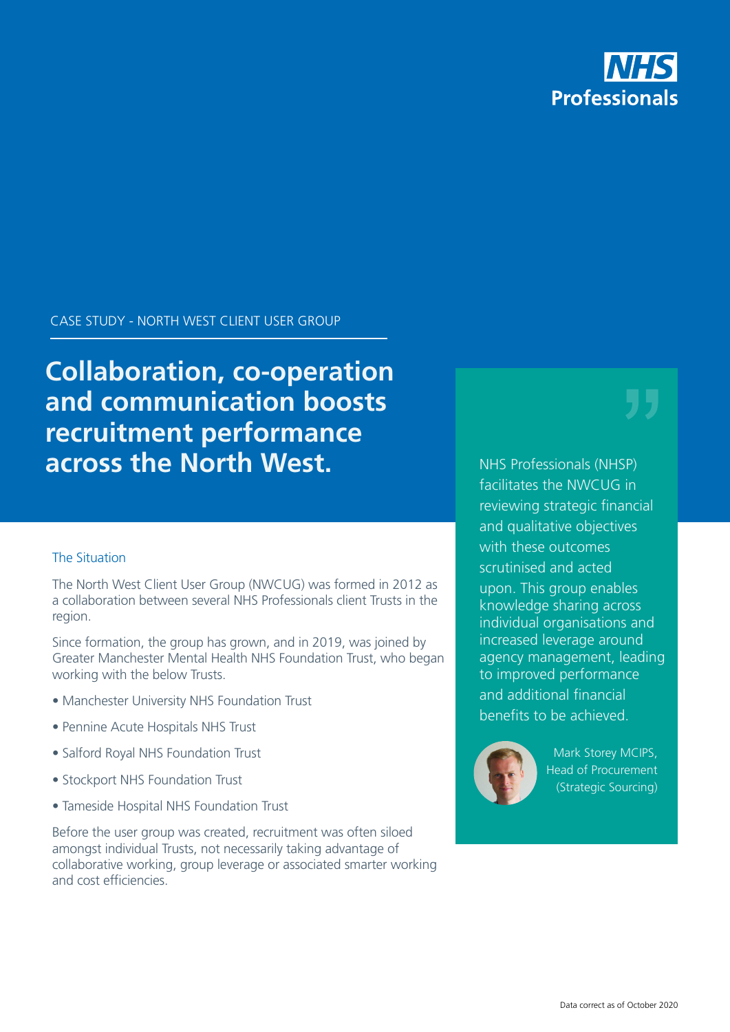NHS Professionals

CASE STUDY - NORTH WEST CLIENT USER GROUP

# Collaboration, co-operation and communication boosts recruitment performance across the North West.

## The Situation

The North West Client User Group (NWCUG) was formed in 2012 as a collaboration between several NHS Professionals client Trusts in the region.

Since formation, the group has grown, and in 2019, was joined by Greater Manchester Mental Health NHS Foundation Trust, who began working with the below Trusts.

- Manchester University NHS Foundation Trust
- Pennine Acute Hospitals NHS Trust
- Salford Royal NHS Foundation Trust
- Stockport NHS Foundation Trust
- Tameside Hospital NHS Foundation Trust

Before the user group was created, recruitment was often siloed amongst individual Trusts, not necessarily taking advantage of collaborative working, group leverage or associated smarter working and cost efficiencies.

> NHS Professionals (NHSP) facilitates the NWCUG in reviewing strategic financial and qualitative objectives with these outcomes scrutinised and acted upon. This group enables knowledge sharing across individual organisations and increased leverage around agency management, leading to improved performance and additional financial benefits to be achieved.
>
> Mark Storey MCIPS, Head of Procurement (Strategic Sourcing)

Data correct as of October 2020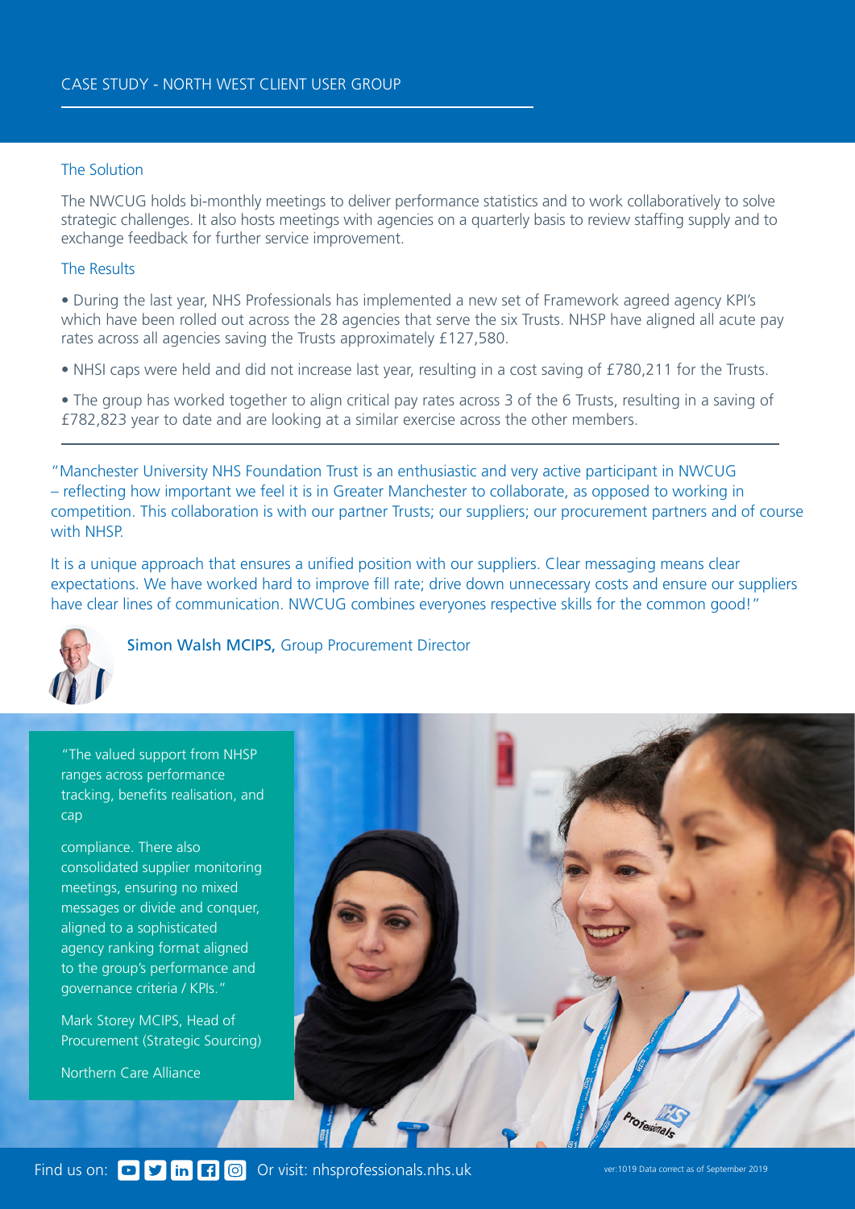CASE STUDY - NORTH WEST CLIENT USER GROUP

## The Solution

The NWCUG holds bi-monthly meetings to deliver performance statistics and to work collaboratively to solve strategic challenges. It also hosts meetings with agencies on a quarterly basis to review staffing supply and to exchange feedback for further service improvement.

## The Results

- During the last year, NHS Professionals has implemented a new set of Framework agreed agency KPI's which have been rolled out across the 28 agencies that serve the six Trusts. NHSP have aligned all acute pay rates across all agencies saving the Trusts approximately £127,580.
- NHSI caps were held and did not increase last year, resulting in a cost saving of £780,211 for the Trusts.
- The group has worked together to align critical pay rates across 3 of the 6 Trusts, resulting in a saving of £782,823 year to date and are looking at a similar exercise across the other members.

---

"Manchester University NHS Foundation Trust is an enthusiastic and very active participant in NWCUG – reflecting how important we feel it is in Greater Manchester to collaborate, as opposed to working in competition. This collaboration is with our partner Trusts; our suppliers; our procurement partners and of course with NHSP.

It is a unique approach that ensures a unified position with our suppliers. Clear messaging means clear expectations. We have worked hard to improve fill rate; drive down unnecessary costs and ensure our suppliers have clear lines of communication. NWCUG combines everyones respective skills for the common good!"

**Simon Walsh MCIPS,** Group Procurement Director

"The valued support from NHSP ranges across performance tracking, benefits realisation, and cap compliance. There also consolidated supplier monitoring meetings, ensuring no mixed messages or divide and conquer, aligned to a sophisticated agency ranking format aligned to the group's performance and governance criteria / KPIs."

Mark Storey MCIPS, Head of Procurement (Strategic Sourcing)

Northern Care Alliance

Find us on: Or visit: nhsprofessionals.nhs.uk

ver:1019 Data correct as of September 2019